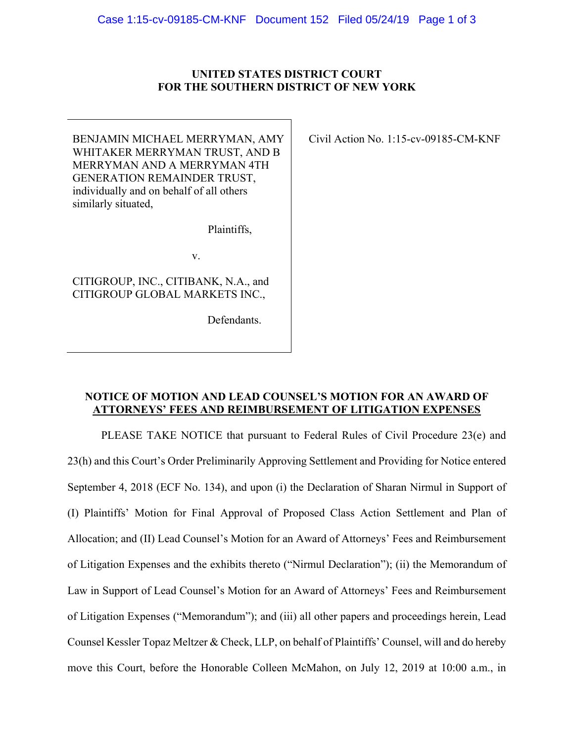**UNITED STATES DISTRICT COURT**
**FOR THE SOUTHERN DISTRICT OF NEW YORK**

| | |
|---|---|
| BENJAMIN MICHAEL MERRYMAN, AMY WHITAKER MERRYMAN TRUST, AND B MERRYMAN AND A MERRYMAN 4TH GENERATION REMAINDER TRUST, individually and on behalf of all others similarly situated,<br><br>Plaintiffs,<br><br>v.<br><br>CITIGROUP, INC., CITIBANK, N.A., and CITIGROUP GLOBAL MARKETS INC.,<br><br>Defendants. | Civil Action No. 1:15-cv-09185-CM-KNF |

**NOTICE OF MOTION AND LEAD COUNSEL'S MOTION FOR AN AWARD OF ATTORNEYS' FEES AND REIMBURSEMENT OF LITIGATION EXPENSES**

PLEASE TAKE NOTICE that pursuant to Federal Rules of Civil Procedure 23(e) and 23(h) and this Court's Order Preliminarily Approving Settlement and Providing for Notice entered September 4, 2018 (ECF No. 134), and upon (i) the Declaration of Sharan Nirmul in Support of (I) Plaintiffs' Motion for Final Approval of Proposed Class Action Settlement and Plan of Allocation; and (II) Lead Counsel's Motion for an Award of Attorneys' Fees and Reimbursement of Litigation Expenses and the exhibits thereto ("Nirmul Declaration"); (ii) the Memorandum of Law in Support of Lead Counsel's Motion for an Award of Attorneys' Fees and Reimbursement of Litigation Expenses ("Memorandum"); and (iii) all other papers and proceedings herein, Lead Counsel Kessler Topaz Meltzer & Check, LLP, on behalf of Plaintiffs' Counsel, will and do hereby move this Court, before the Honorable Colleen McMahon, on July 12, 2019 at 10:00 a.m., in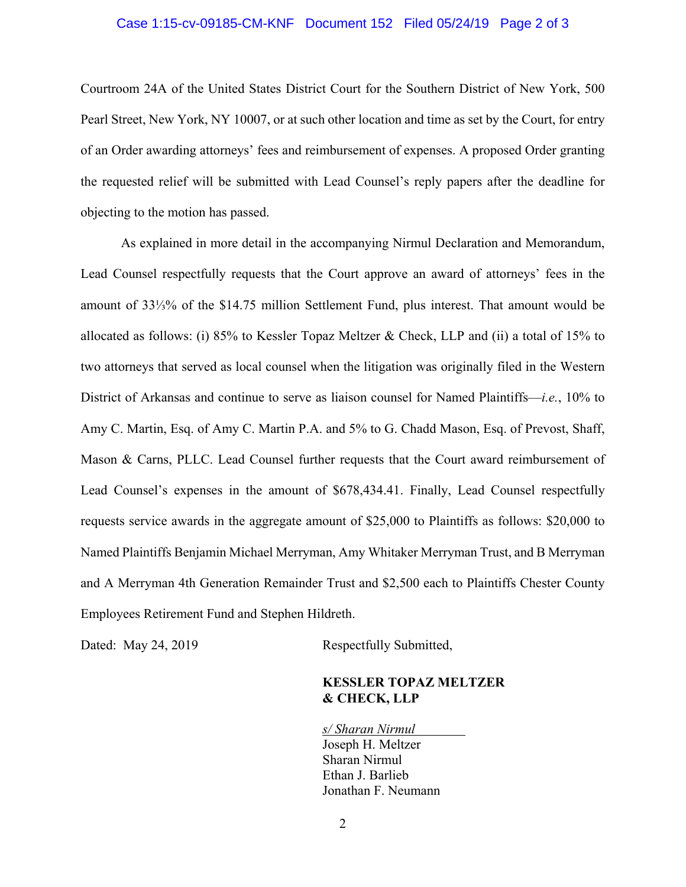Courtroom 24A of the United States District Court for the Southern District of New York, 500 Pearl Street, New York, NY 10007, or at such other location and time as set by the Court, for entry of an Order awarding attorneys' fees and reimbursement of expenses. A proposed Order granting the requested relief will be submitted with Lead Counsel's reply papers after the deadline for objecting to the motion has passed.

As explained in more detail in the accompanying Nirmul Declaration and Memorandum, Lead Counsel respectfully requests that the Court approve an award of attorneys' fees in the amount of 33⅓% of the $14.75 million Settlement Fund, plus interest. That amount would be allocated as follows: (i) 85% to Kessler Topaz Meltzer & Check, LLP and (ii) a total of 15% to two attorneys that served as local counsel when the litigation was originally filed in the Western District of Arkansas and continue to serve as liaison counsel for Named Plaintiffs—*i.e.*, 10% to Amy C. Martin, Esq. of Amy C. Martin P.A. and 5% to G. Chadd Mason, Esq. of Prevost, Shaff, Mason & Carns, PLLC. Lead Counsel further requests that the Court award reimbursement of Lead Counsel's expenses in the amount of $678,434.41. Finally, Lead Counsel respectfully requests service awards in the aggregate amount of $25,000 to Plaintiffs as follows: $20,000 to Named Plaintiffs Benjamin Michael Merryman, Amy Whitaker Merryman Trust, and B Merryman and A Merryman 4th Generation Remainder Trust and $2,500 each to Plaintiffs Chester County Employees Retirement Fund and Stephen Hildreth.

Dated: May 24, 2019

Respectfully Submitted,

**KESSLER TOPAZ MELTZER & CHECK, LLP**

*s/ Sharan Nirmul*
Joseph H. Meltzer
Sharan Nirmul
Ethan J. Barlieb
Jonathan F. Neumann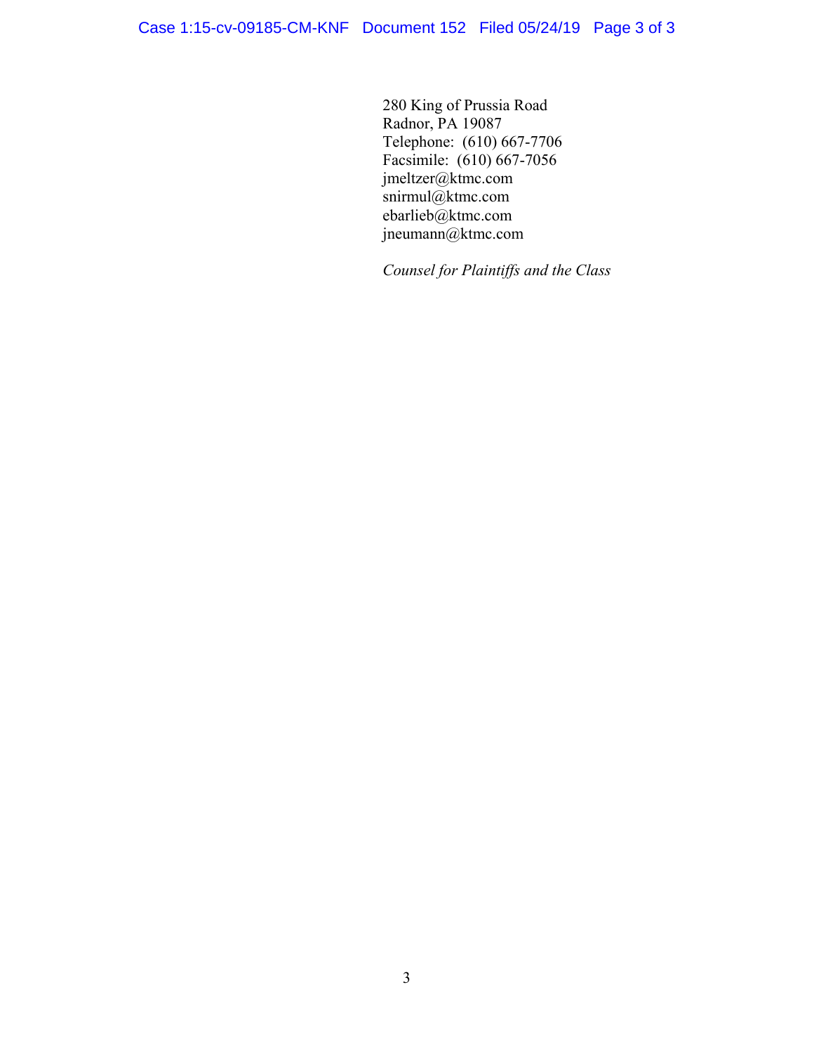280 King of Prussia Road
Radnor, PA 19087
Telephone: (610) 667-7706
Facsimile: (610) 667-7056
jmeltzer@ktmc.com
snirmul@ktmc.com
ebarlieb@ktmc.com
jneumann@ktmc.com

*Counsel for Plaintiffs and the Class*